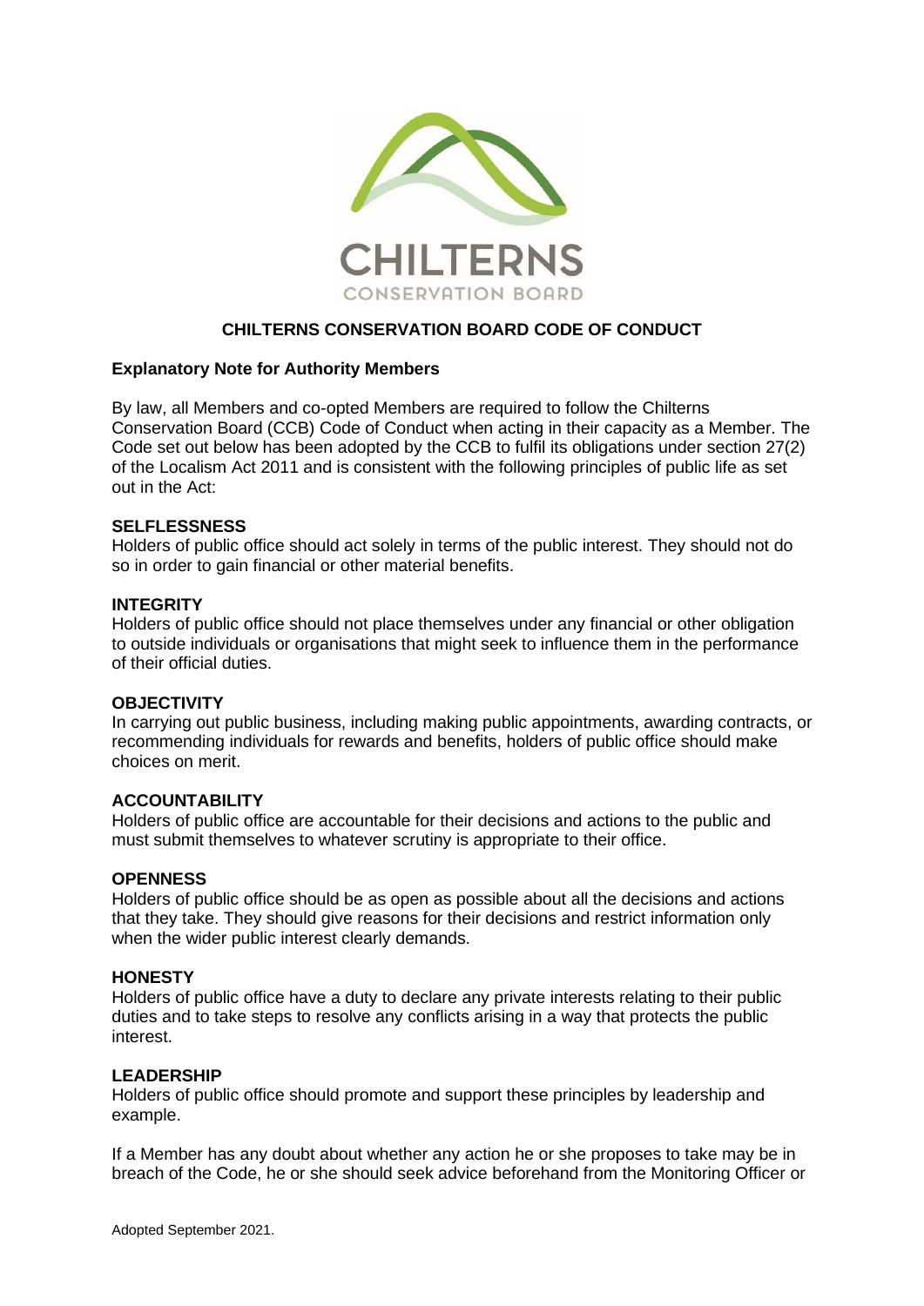CHILTERNS
CONSERVATION BOARD

# CHILTERNS CONSERVATION BOARD CODE OF CONDUCT

**Explanatory Note for Authority Members**

By law, all Members and co-opted Members are required to follow the Chilterns Conservation Board (CCB) Code of Conduct when acting in their capacity as a Member. The Code set out below has been adopted by the CCB to fulfil its obligations under section 27(2) of the Localism Act 2011 and is consistent with the following principles of public life as set out in the Act:

**SELFLESSNESS**
Holders of public office should act solely in terms of the public interest. They should not do so in order to gain financial or other material benefits.

**INTEGRITY**
Holders of public office should not place themselves under any financial or other obligation to outside individuals or organisations that might seek to influence them in the performance of their official duties.

**OBJECTIVITY**
In carrying out public business, including making public appointments, awarding contracts, or recommending individuals for rewards and benefits, holders of public office should make choices on merit.

**ACCOUNTABILITY**
Holders of public office are accountable for their decisions and actions to the public and must submit themselves to whatever scrutiny is appropriate to their office.

**OPENNESS**
Holders of public office should be as open as possible about all the decisions and actions that they take. They should give reasons for their decisions and restrict information only when the wider public interest clearly demands.

**HONESTY**
Holders of public office have a duty to declare any private interests relating to their public duties and to take steps to resolve any conflicts arising in a way that protects the public interest.

**LEADERSHIP**
Holders of public office should promote and support these principles by leadership and example.

If a Member has any doubt about whether any action he or she proposes to take may be in breach of the Code, he or she should seek advice beforehand from the Monitoring Officer or

Adopted September 2021.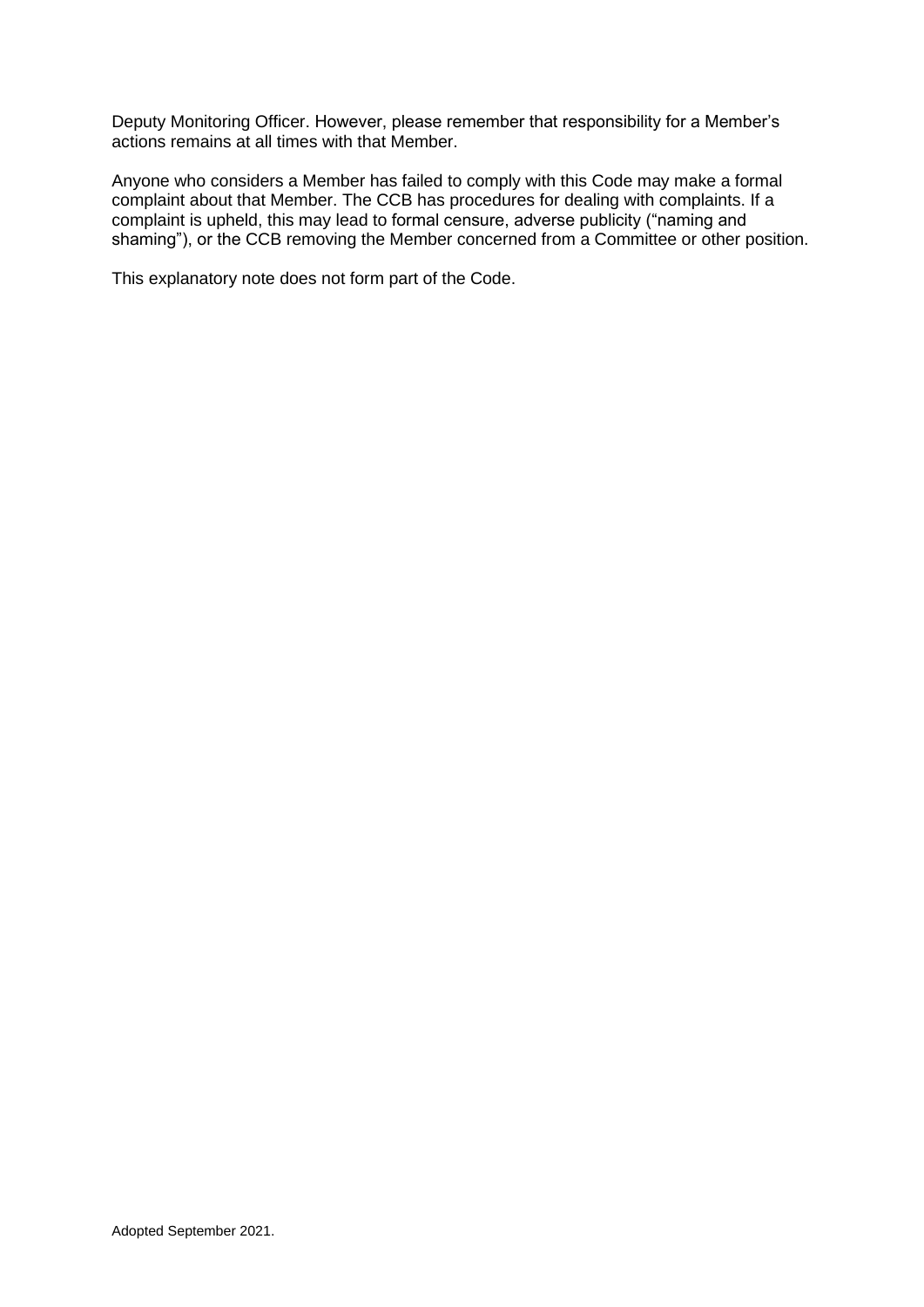Deputy Monitoring Officer. However, please remember that responsibility for a Member's actions remains at all times with that Member.

Anyone who considers a Member has failed to comply with this Code may make a formal complaint about that Member. The CCB has procedures for dealing with complaints. If a complaint is upheld, this may lead to formal censure, adverse publicity ("naming and shaming"), or the CCB removing the Member concerned from a Committee or other position.

This explanatory note does not form part of the Code.

Adopted September 2021.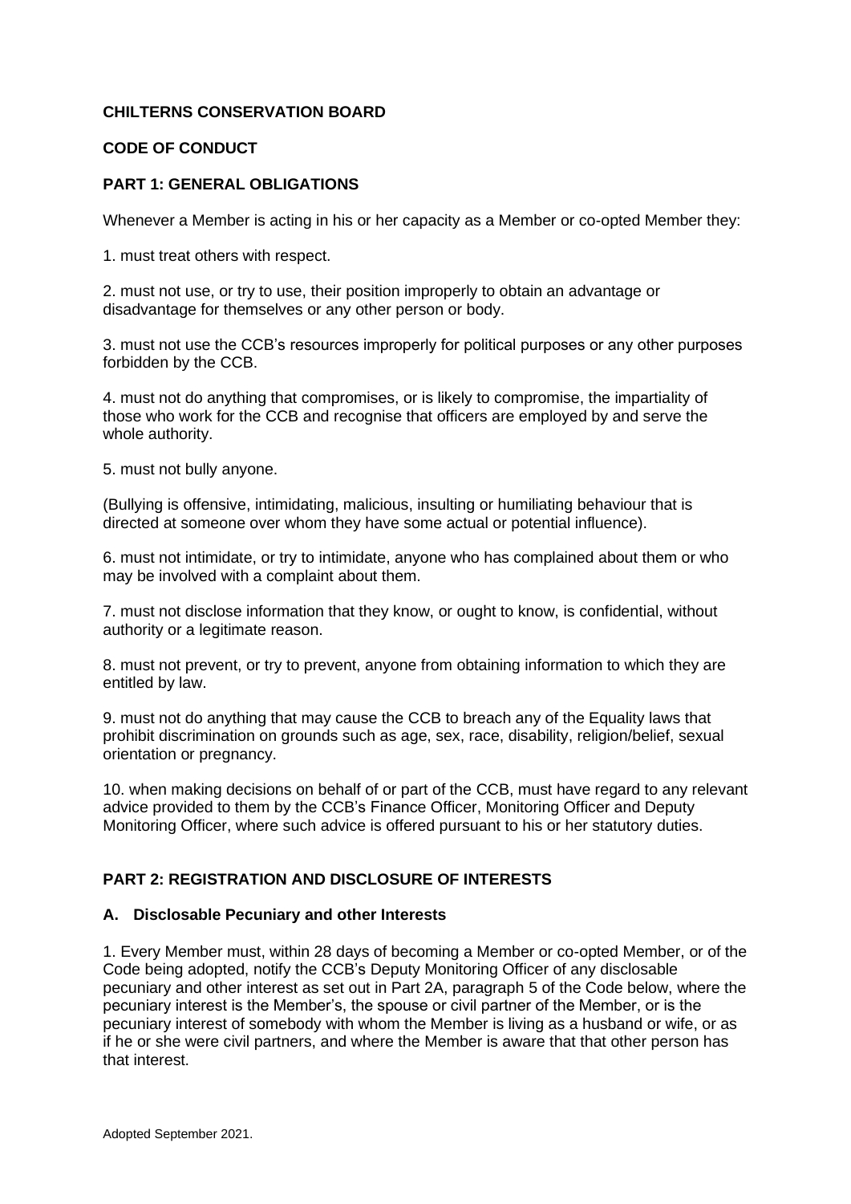**CHILTERNS CONSERVATION BOARD**

**CODE OF CONDUCT**

**PART 1: GENERAL OBLIGATIONS**

Whenever a Member is acting in his or her capacity as a Member or co-opted Member they:

1. must treat others with respect.

2. must not use, or try to use, their position improperly to obtain an advantage or disadvantage for themselves or any other person or body.

3. must not use the CCB's resources improperly for political purposes or any other purposes forbidden by the CCB.

4. must not do anything that compromises, or is likely to compromise, the impartiality of those who work for the CCB and recognise that officers are employed by and serve the whole authority.

5. must not bully anyone.

(Bullying is offensive, intimidating, malicious, insulting or humiliating behaviour that is directed at someone over whom they have some actual or potential influence).

6. must not intimidate, or try to intimidate, anyone who has complained about them or who may be involved with a complaint about them.

7. must not disclose information that they know, or ought to know, is confidential, without authority or a legitimate reason.

8. must not prevent, or try to prevent, anyone from obtaining information to which they are entitled by law.

9. must not do anything that may cause the CCB to breach any of the Equality laws that prohibit discrimination on grounds such as age, sex, race, disability, religion/belief, sexual orientation or pregnancy.

10. when making decisions on behalf of or part of the CCB, must have regard to any relevant advice provided to them by the CCB's Finance Officer, Monitoring Officer and Deputy Monitoring Officer, where such advice is offered pursuant to his or her statutory duties.

**PART 2: REGISTRATION AND DISCLOSURE OF INTERESTS**

**A. Disclosable Pecuniary and other Interests**

1. Every Member must, within 28 days of becoming a Member or co-opted Member, or of the Code being adopted, notify the CCB's Deputy Monitoring Officer of any disclosable pecuniary and other interest as set out in Part 2A, paragraph 5 of the Code below, where the pecuniary interest is the Member's, the spouse or civil partner of the Member, or is the pecuniary interest of somebody with whom the Member is living as a husband or wife, or as if he or she were civil partners, and where the Member is aware that that other person has that interest.

Adopted September 2021.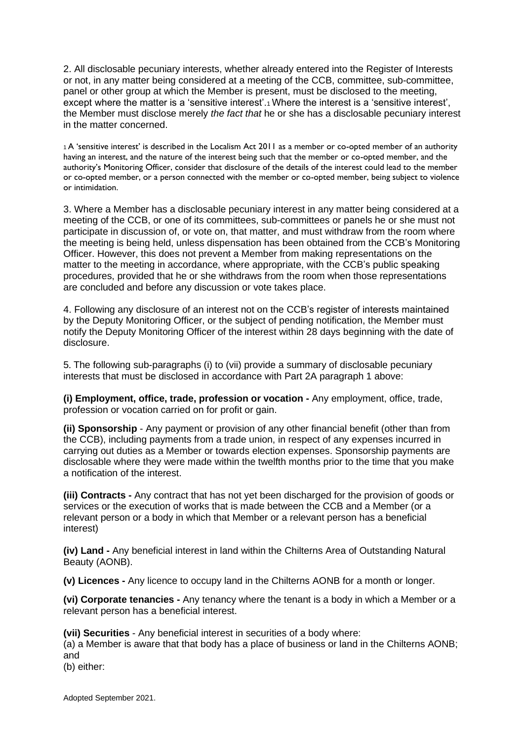2. All disclosable pecuniary interests, whether already entered into the Register of Interests or not, in any matter being considered at a meeting of the CCB, committee, sub-committee, panel or other group at which the Member is present, must be disclosed to the meeting, except where the matter is a 'sensitive interest'.[1] Where the interest is a 'sensitive interest', the Member must disclose merely *the fact that* he or she has a disclosable pecuniary interest in the matter concerned.

[1] A 'sensitive interest' is described in the Localism Act 2011 as a member or co-opted member of an authority having an interest, and the nature of the interest being such that the member or co-opted member, and the authority's Monitoring Officer, consider that disclosure of the details of the interest could lead to the member or co-opted member, or a person connected with the member or co-opted member, being subject to violence or intimidation.

3. Where a Member has a disclosable pecuniary interest in any matter being considered at a meeting of the CCB, or one of its committees, sub-committees or panels he or she must not participate in discussion of, or vote on, that matter, and must withdraw from the room where the meeting is being held, unless dispensation has been obtained from the CCB's Monitoring Officer. However, this does not prevent a Member from making representations on the matter to the meeting in accordance, where appropriate, with the CCB's public speaking procedures, provided that he or she withdraws from the room when those representations are concluded and before any discussion or vote takes place.

4. Following any disclosure of an interest not on the CCB's register of interests maintained by the Deputy Monitoring Officer, or the subject of pending notification, the Member must notify the Deputy Monitoring Officer of the interest within 28 days beginning with the date of disclosure.

5. The following sub-paragraphs (i) to (vii) provide a summary of disclosable pecuniary interests that must be disclosed in accordance with Part 2A paragraph 1 above:

**(i) Employment, office, trade, profession or vocation -** Any employment, office, trade, profession or vocation carried on for profit or gain.

**(ii) Sponsorship** - Any payment or provision of any other financial benefit (other than from the CCB), including payments from a trade union, in respect of any expenses incurred in carrying out duties as a Member or towards election expenses. Sponsorship payments are disclosable where they were made within the twelfth months prior to the time that you make a notification of the interest.

**(iii) Contracts -** Any contract that has not yet been discharged for the provision of goods or services or the execution of works that is made between the CCB and a Member (or a relevant person or a body in which that Member or a relevant person has a beneficial interest)

**(iv) Land -** Any beneficial interest in land within the Chilterns Area of Outstanding Natural Beauty (AONB).

**(v) Licences -** Any licence to occupy land in the Chilterns AONB for a month or longer.

**(vi) Corporate tenancies -** Any tenancy where the tenant is a body in which a Member or a relevant person has a beneficial interest.

**(vii) Securities** - Any beneficial interest in securities of a body where:
(a) a Member is aware that that body has a place of business or land in the Chilterns AONB; and
(b) either:

Adopted September 2021.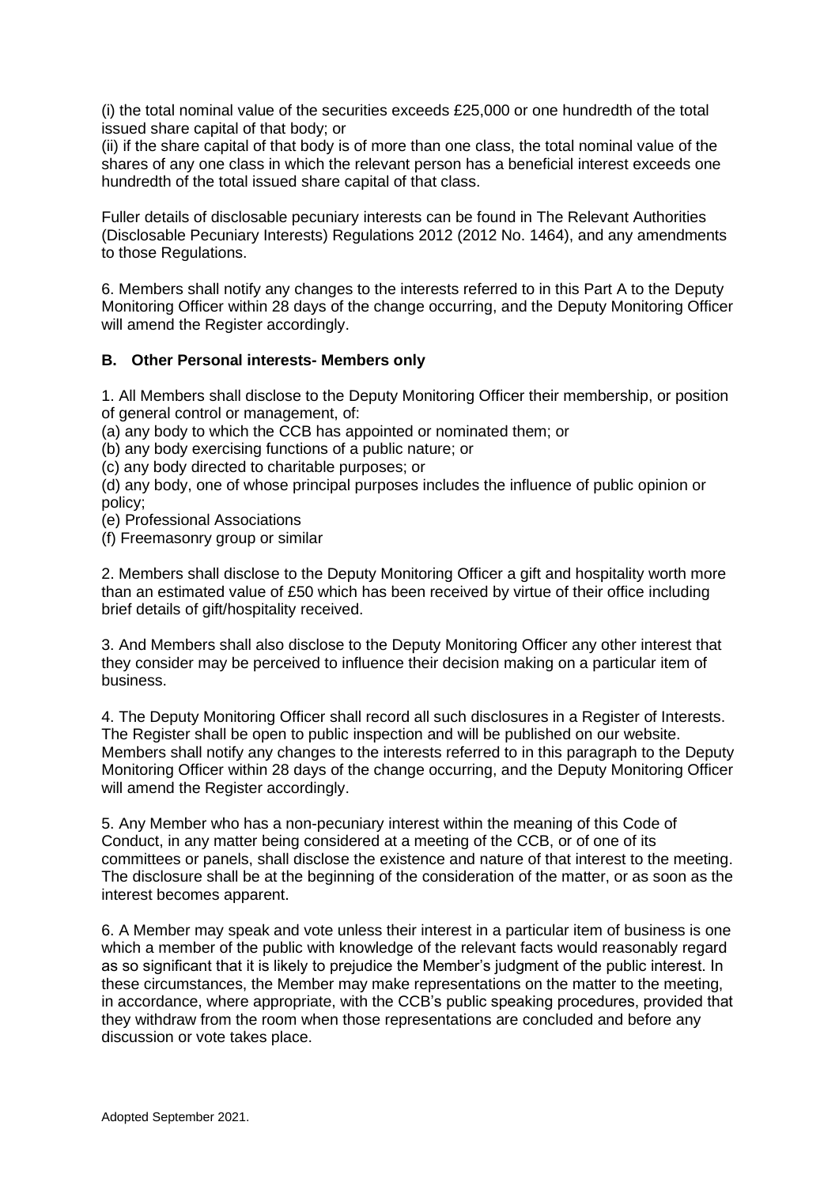(i) the total nominal value of the securities exceeds £25,000 or one hundredth of the total issued share capital of that body; or

(ii) if the share capital of that body is of more than one class, the total nominal value of the shares of any one class in which the relevant person has a beneficial interest exceeds one hundredth of the total issued share capital of that class.

Fuller details of disclosable pecuniary interests can be found in The Relevant Authorities (Disclosable Pecuniary Interests) Regulations 2012 (2012 No. 1464), and any amendments to those Regulations.

6. Members shall notify any changes to the interests referred to in this Part A to the Deputy Monitoring Officer within 28 days of the change occurring, and the Deputy Monitoring Officer will amend the Register accordingly.

### B. Other Personal interests- Members only

1. All Members shall disclose to the Deputy Monitoring Officer their membership, or position of general control or management, of:

(a) any body to which the CCB has appointed or nominated them; or

(b) any body exercising functions of a public nature; or

(c) any body directed to charitable purposes; or

(d) any body, one of whose principal purposes includes the influence of public opinion or policy;

(e) Professional Associations

(f) Freemasonry group or similar

2. Members shall disclose to the Deputy Monitoring Officer a gift and hospitality worth more than an estimated value of £50 which has been received by virtue of their office including brief details of gift/hospitality received.

3. And Members shall also disclose to the Deputy Monitoring Officer any other interest that they consider may be perceived to influence their decision making on a particular item of business.

4. The Deputy Monitoring Officer shall record all such disclosures in a Register of Interests. The Register shall be open to public inspection and will be published on our website. Members shall notify any changes to the interests referred to in this paragraph to the Deputy Monitoring Officer within 28 days of the change occurring, and the Deputy Monitoring Officer will amend the Register accordingly.

5. Any Member who has a non-pecuniary interest within the meaning of this Code of Conduct, in any matter being considered at a meeting of the CCB, or of one of its committees or panels, shall disclose the existence and nature of that interest to the meeting. The disclosure shall be at the beginning of the consideration of the matter, or as soon as the interest becomes apparent.

6. A Member may speak and vote unless their interest in a particular item of business is one which a member of the public with knowledge of the relevant facts would reasonably regard as so significant that it is likely to prejudice the Member's judgment of the public interest. In these circumstances, the Member may make representations on the matter to the meeting, in accordance, where appropriate, with the CCB's public speaking procedures, provided that they withdraw from the room when those representations are concluded and before any discussion or vote takes place.

Adopted September 2021.